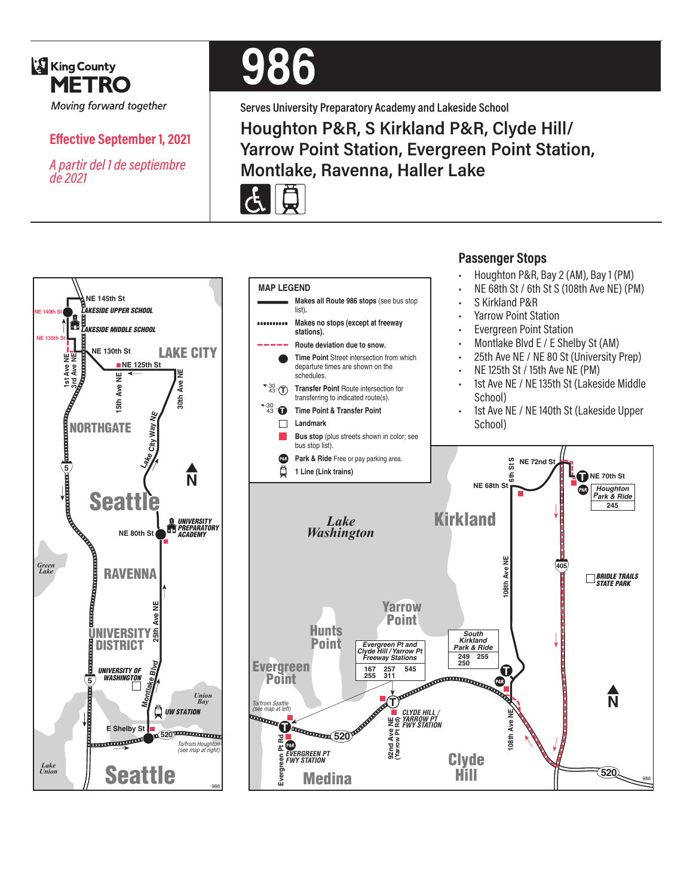King County METRO

*Moving forward together*

**Effective September 1, 2021**

*A partir del 1 de septiembre de 2021*

# 986

Serves University Preparatory Academy and Lakeside School

## Houghton P&R, S Kirkland P&R, Clyde Hill/ Yarrow Point Station, Evergreen Point Station, Montlake, Ravenna, Haller Lake

### MAP LEGEND

- Makes all Route 986 stops (see bus stop list).
- Makes no stops (except at freeway stations).
- Route deviation due to snow.
- **Time Point** Street intersection from which departure times are shown on the schedules.
- **Transfer Point** Route intersection for transferring to indicated route(s).
- **Time Point & Transfer Point**
- **Landmark**
- **Bus stop** (plus streets shown in color; see bus stop list).
- **Park & Ride** Free or pay parking area.
- **1 Line** (Link trains)

### Passenger Stops

- Houghton P&R, Bay 2 (AM), Bay 1 (PM)
- NE 68th St / 6th St S (108th Ave NE) (PM)
- S Kirkland P&R
- Yarrow Point Station
- Evergreen Point Station
- Montlake Blvd E / E Shelby St (AM)
- 25th Ave NE / NE 80 St (University Prep)
- NE 125th St / 15th Ave NE (PM)
- 1st Ave NE / NE 135th St (Lakeside Middle School)
- 1st Ave NE / NE 140th St (Lakeside Upper School)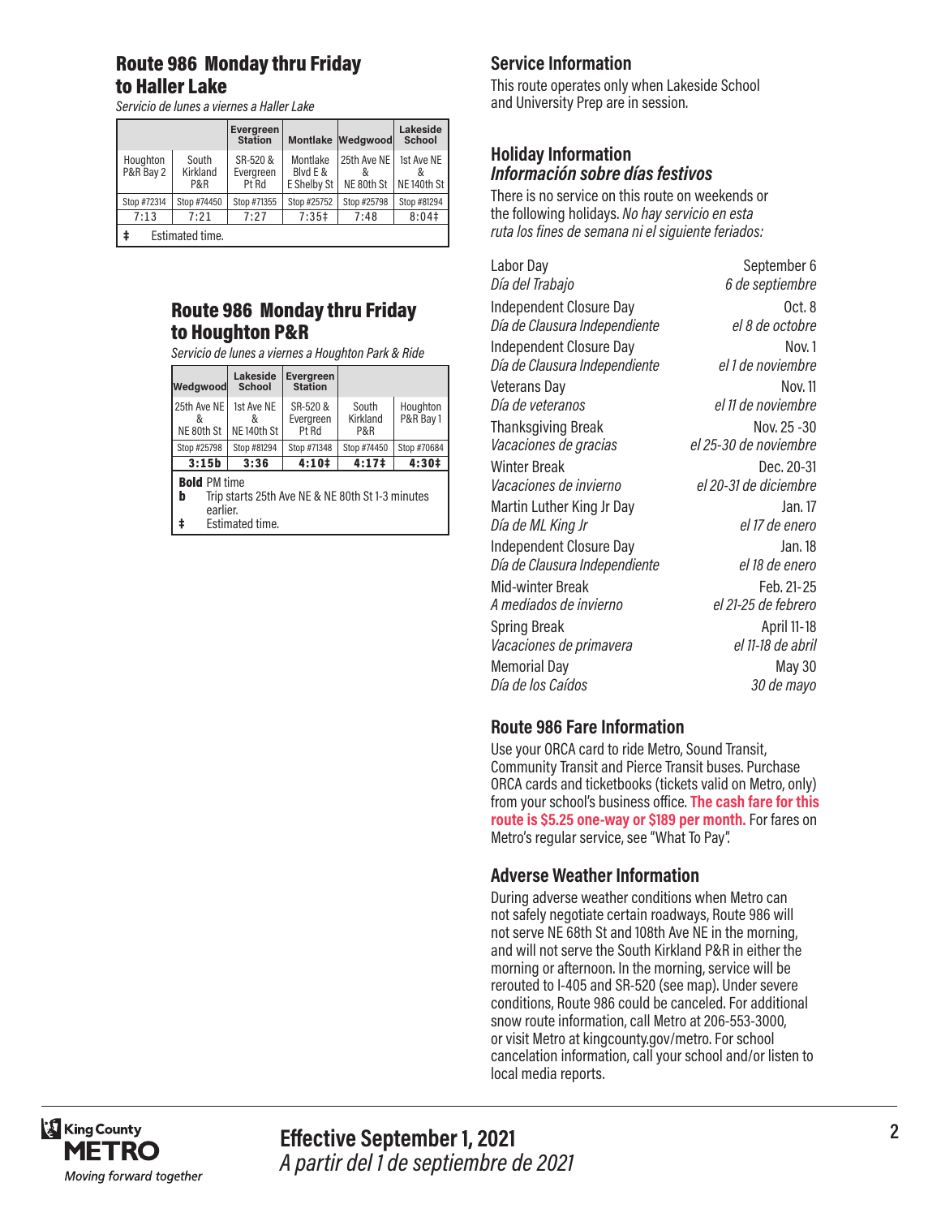## Route 986 Monday thru Friday to Haller Lake

*Servicio de lunes a viernes a Haller Lake*

| | | Evergreen Station | Montlake | Wedgwood | Lakeside School |
|---|---|---|---|---|---|
| Houghton P&R Bay 2 | South Kirkland P&R | SR-520 & Evergreen Pt Rd | Montlake Blvd E & E Shelby St | 25th Ave NE & NE 80th St | 1st Ave NE & NE 140th St |
| Stop #72314 | Stop #74450 | Stop #71355 | Stop #25752 | Stop #25798 | Stop #81294 |
| 7:13 | 7:21 | 7:27 | 7:35‡ | 7:48 | 8:04‡ |

‡ Estimated time.

## Route 986 Monday thru Friday to Houghton P&R

*Servicio de lunes a viernes a Houghton Park & Ride*

| Wedgwood | Lakeside School | Evergreen Station | | |
|---|---|---|---|---|
| 25th Ave NE & NE 80th St | 1st Ave NE & NE 140th St | SR-520 & Evergreen Pt Rd | South Kirkland P&R | Houghton P&R Bay 1 |
| Stop #25798 | Stop #81294 | Stop #71348 | Stop #74450 | Stop #70684 |
| **3:15b** | **3:36** | **4:10‡** | **4:17‡** | **4:30‡** |

**Bold** PM time
**b** Trip starts 25th Ave NE & NE 80th St 1-3 minutes earlier.
‡ Estimated time.

## Service Information

This route operates only when Lakeside School and University Prep are in session.

## Holiday Information
## *Información sobre días festivos*

There is no service on this route on weekends or the following holidays. *No hay servicio en esta ruta los fines de semana ni el siguiente feriados:*

| | |
|---|---|
| Labor Day<br>*Día del Trabajo* | September 6<br>*6 de septiembre* |
| Independent Closure Day<br>*Día de Clausura Independiente* | Oct. 8<br>*el 8 de octobre* |
| Independent Closure Day<br>*Día de Clausura Independiente* | Nov. 1<br>*el 1 de noviembre* |
| Veterans Day<br>*Día de veteranos* | Nov. 11<br>*el 11 de noviembre* |
| Thanksgiving Break<br>*Vacaciones de gracias* | Nov. 25 -30<br>*el 25-30 de noviembre* |
| Winter Break<br>*Vacaciones de invierno* | Dec. 20-31<br>*el 20-31 de diciembre* |
| Martin Luther King Jr Day<br>*Día de ML King Jr* | Jan. 17<br>*el 17 de enero* |
| Independent Closure Day<br>*Día de Clausura Independiente* | Jan. 18<br>*el 18 de enero* |
| Mid-winter Break<br>*A mediados de invierno* | Feb. 21-25<br>*el 21-25 de febrero* |
| Spring Break<br>*Vacaciones de primavera* | April 11-18<br>*el 11-18 de abril* |
| Memorial Day<br>*Día de los Caídos* | May 30<br>*30 de mayo* |

## Route 986 Fare Information

Use your ORCA card to ride Metro, Sound Transit, Community Transit and Pierce Transit buses. Purchase ORCA cards and ticketbooks (tickets valid on Metro, only) from your school's business office. **The cash fare for this route is $5.25 one-way or $189 per month.** For fares on Metro's regular service, see "What To Pay".

## Adverse Weather Information

During adverse weather conditions when Metro can not safely negotiate certain roadways, Route 986 will not serve NE 68th St and 108th Ave NE in the morning, and will not serve the South Kirkland P&R in either the morning or afternoon. In the morning, service will be rerouted to I-405 and SR-520 (see map). Under severe conditions, Route 986 could be canceled. For additional snow route information, call Metro at 206-553-3000, or visit Metro at kingcounty.gov/metro. For school cancelation information, call your school and/or listen to local media reports.

King County METRO
*Moving forward together*

**Effective September 1, 2021**
*A partir del 1 de septiembre de 2021*